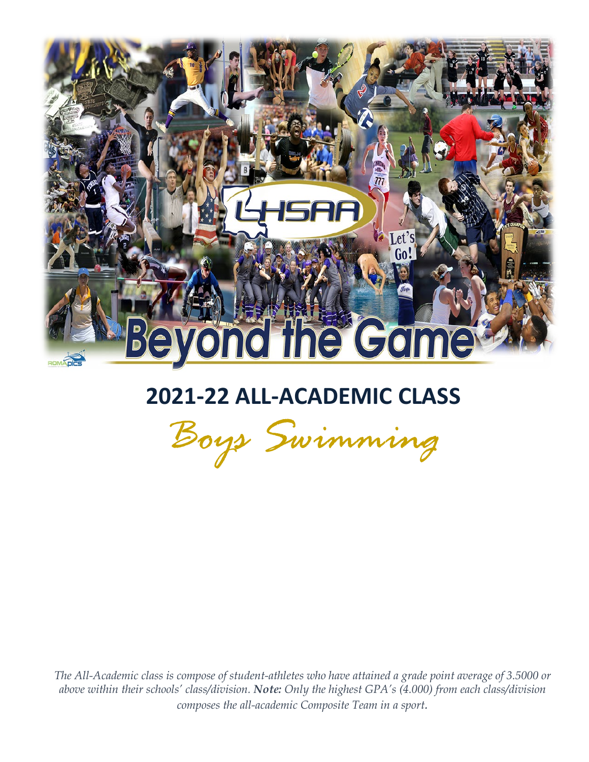# 2021-22 ALL-ACADEMIC CLASS

## *Boys Swimming*

*The All-Academic class is compose of student-athletes who have attained a grade point average of 3.5000 or above within their schools' class/division. **Note:** Only the highest GPA's (4.000) from each class/division composes the all-academic Composite Team in a sport.*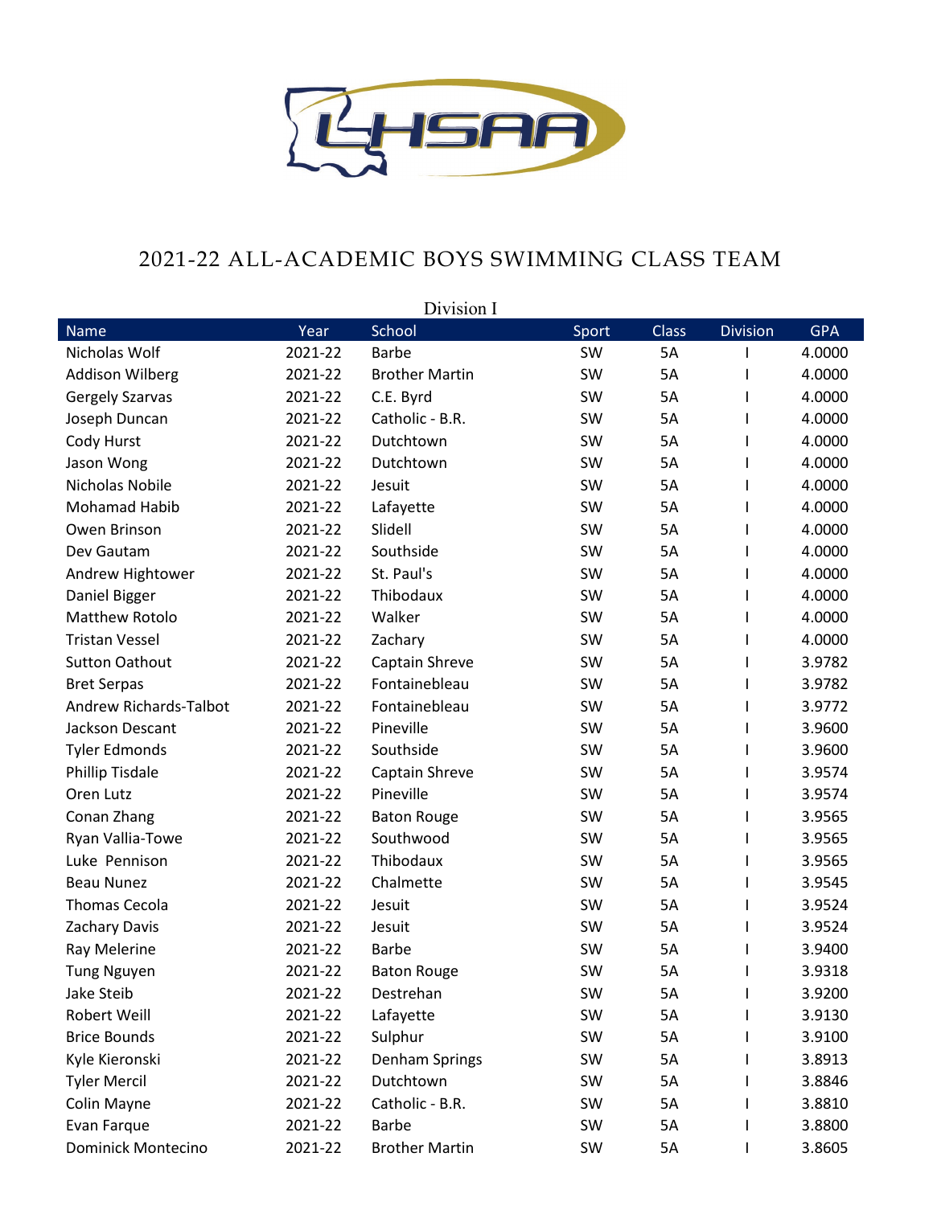# 2021-22 ALL-ACADEMIC BOYS SWIMMING CLASS TEAM

## Division I

| Name | Year | School | Sport | Class | Division | GPA |
|---|---|---|---|---|---|---|
| Nicholas Wolf | 2021-22 | Barbe | SW | 5A | I | 4.0000 |
| Addison Wilberg | 2021-22 | Brother Martin | SW | 5A | I | 4.0000 |
| Gergely Szarvas | 2021-22 | C.E. Byrd | SW | 5A | I | 4.0000 |
| Joseph Duncan | 2021-22 | Catholic - B.R. | SW | 5A | I | 4.0000 |
| Cody Hurst | 2021-22 | Dutchtown | SW | 5A | I | 4.0000 |
| Jason Wong | 2021-22 | Dutchtown | SW | 5A | I | 4.0000 |
| Nicholas Nobile | 2021-22 | Jesuit | SW | 5A | I | 4.0000 |
| Mohamad Habib | 2021-22 | Lafayette | SW | 5A | I | 4.0000 |
| Owen Brinson | 2021-22 | Slidell | SW | 5A | I | 4.0000 |
| Dev Gautam | 2021-22 | Southside | SW | 5A | I | 4.0000 |
| Andrew Hightower | 2021-22 | St. Paul's | SW | 5A | I | 4.0000 |
| Daniel Bigger | 2021-22 | Thibodaux | SW | 5A | I | 4.0000 |
| Matthew Rotolo | 2021-22 | Walker | SW | 5A | I | 4.0000 |
| Tristan Vessel | 2021-22 | Zachary | SW | 5A | I | 4.0000 |
| Sutton Oathout | 2021-22 | Captain Shreve | SW | 5A | I | 3.9782 |
| Bret Serpas | 2021-22 | Fontainebleau | SW | 5A | I | 3.9782 |
| Andrew Richards-Talbot | 2021-22 | Fontainebleau | SW | 5A | I | 3.9772 |
| Jackson Descant | 2021-22 | Pineville | SW | 5A | I | 3.9600 |
| Tyler Edmonds | 2021-22 | Southside | SW | 5A | I | 3.9600 |
| Phillip Tisdale | 2021-22 | Captain Shreve | SW | 5A | I | 3.9574 |
| Oren Lutz | 2021-22 | Pineville | SW | 5A | I | 3.9574 |
| Conan Zhang | 2021-22 | Baton Rouge | SW | 5A | I | 3.9565 |
| Ryan Vallia-Towe | 2021-22 | Southwood | SW | 5A | I | 3.9565 |
| Luke Pennison | 2021-22 | Thibodaux | SW | 5A | I | 3.9565 |
| Beau Nunez | 2021-22 | Chalmette | SW | 5A | I | 3.9545 |
| Thomas Cecola | 2021-22 | Jesuit | SW | 5A | I | 3.9524 |
| Zachary Davis | 2021-22 | Jesuit | SW | 5A | I | 3.9524 |
| Ray Melerine | 2021-22 | Barbe | SW | 5A | I | 3.9400 |
| Tung Nguyen | 2021-22 | Baton Rouge | SW | 5A | I | 3.9318 |
| Jake Steib | 2021-22 | Destrehan | SW | 5A | I | 3.9200 |
| Robert Weill | 2021-22 | Lafayette | SW | 5A | I | 3.9130 |
| Brice Bounds | 2021-22 | Sulphur | SW | 5A | I | 3.9100 |
| Kyle Kieronski | 2021-22 | Denham Springs | SW | 5A | I | 3.8913 |
| Tyler Mercil | 2021-22 | Dutchtown | SW | 5A | I | 3.8846 |
| Colin Mayne | 2021-22 | Catholic - B.R. | SW | 5A | I | 3.8810 |
| Evan Farque | 2021-22 | Barbe | SW | 5A | I | 3.8800 |
| Dominick Montecino | 2021-22 | Brother Martin | SW | 5A | I | 3.8605 |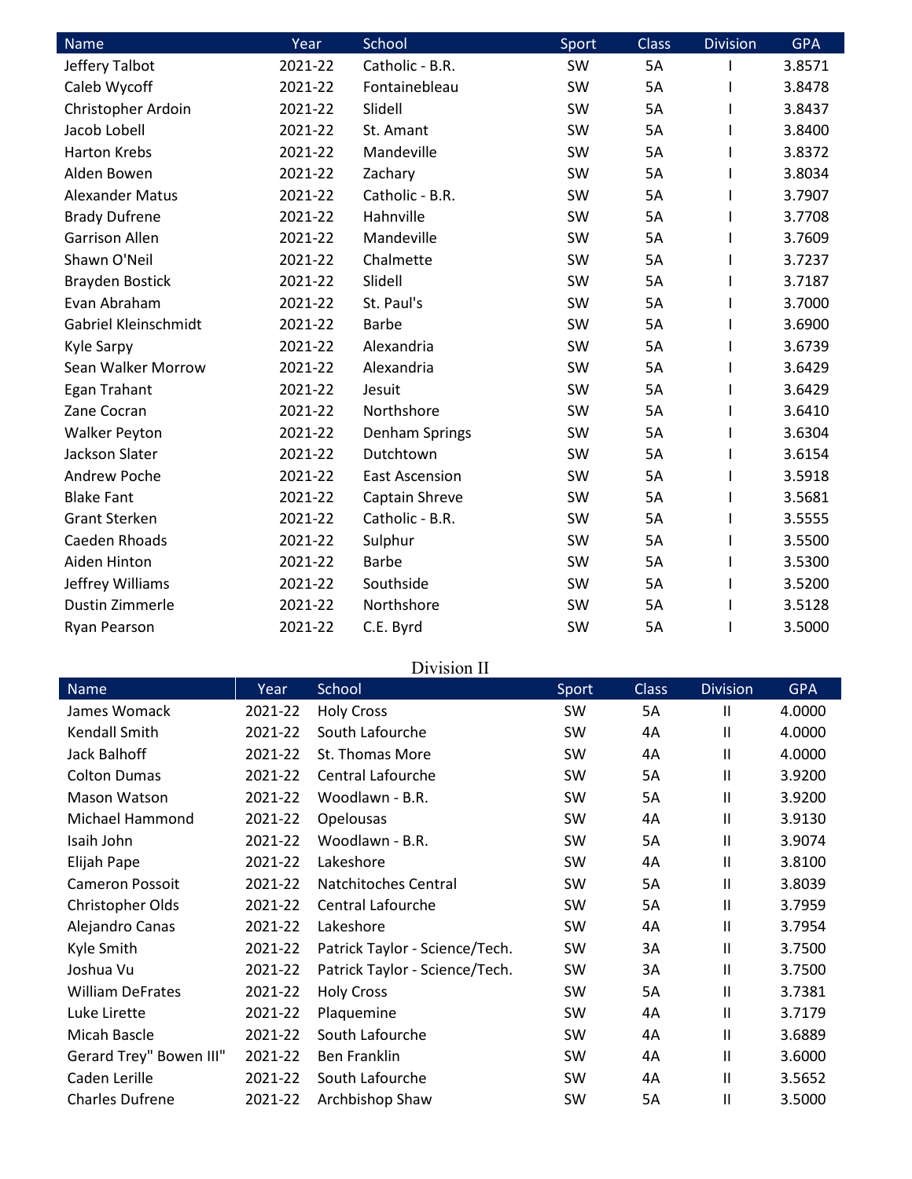| Name | Year | School | Sport | Class | Division | GPA |
|---|---|---|---|---|---|---|
| Jeffery Talbot | 2021-22 | Catholic - B.R. | SW | 5A | I | 3.8571 |
| Caleb Wycoff | 2021-22 | Fontainebleau | SW | 5A | I | 3.8478 |
| Christopher Ardoin | 2021-22 | Slidell | SW | 5A | I | 3.8437 |
| Jacob Lobell | 2021-22 | St. Amant | SW | 5A | I | 3.8400 |
| Harton Krebs | 2021-22 | Mandeville | SW | 5A | I | 3.8372 |
| Alden Bowen | 2021-22 | Zachary | SW | 5A | I | 3.8034 |
| Alexander Matus | 2021-22 | Catholic - B.R. | SW | 5A | I | 3.7907 |
| Brady Dufrene | 2021-22 | Hahnville | SW | 5A | I | 3.7708 |
| Garrison Allen | 2021-22 | Mandeville | SW | 5A | I | 3.7609 |
| Shawn O'Neil | 2021-22 | Chalmette | SW | 5A | I | 3.7237 |
| Brayden Bostick | 2021-22 | Slidell | SW | 5A | I | 3.7187 |
| Evan Abraham | 2021-22 | St. Paul's | SW | 5A | I | 3.7000 |
| Gabriel Kleinschmidt | 2021-22 | Barbe | SW | 5A | I | 3.6900 |
| Kyle Sarpy | 2021-22 | Alexandria | SW | 5A | I | 3.6739 |
| Sean Walker Morrow | 2021-22 | Alexandria | SW | 5A | I | 3.6429 |
| Egan Trahant | 2021-22 | Jesuit | SW | 5A | I | 3.6429 |
| Zane Cocran | 2021-22 | Northshore | SW | 5A | I | 3.6410 |
| Walker Peyton | 2021-22 | Denham Springs | SW | 5A | I | 3.6304 |
| Jackson Slater | 2021-22 | Dutchtown | SW | 5A | I | 3.6154 |
| Andrew Poche | 2021-22 | East Ascension | SW | 5A | I | 3.5918 |
| Blake Fant | 2021-22 | Captain Shreve | SW | 5A | I | 3.5681 |
| Grant Sterken | 2021-22 | Catholic - B.R. | SW | 5A | I | 3.5555 |
| Caeden Rhoads | 2021-22 | Sulphur | SW | 5A | I | 3.5500 |
| Aiden Hinton | 2021-22 | Barbe | SW | 5A | I | 3.5300 |
| Jeffrey Williams | 2021-22 | Southside | SW | 5A | I | 3.5200 |
| Dustin Zimmerle | 2021-22 | Northshore | SW | 5A | I | 3.5128 |
| Ryan Pearson | 2021-22 | C.E. Byrd | SW | 5A | I | 3.5000 |

## Division II

| Name | Year | School | Sport | Class | Division | GPA |
|---|---|---|---|---|---|---|
| James Womack | 2021-22 | Holy Cross | SW | 5A | II | 4.0000 |
| Kendall Smith | 2021-22 | South Lafourche | SW | 4A | II | 4.0000 |
| Jack Balhoff | 2021-22 | St. Thomas More | SW | 4A | II | 4.0000 |
| Colton Dumas | 2021-22 | Central Lafourche | SW | 5A | II | 3.9200 |
| Mason Watson | 2021-22 | Woodlawn - B.R. | SW | 5A | II | 3.9200 |
| Michael Hammond | 2021-22 | Opelousas | SW | 4A | II | 3.9130 |
| Isaih John | 2021-22 | Woodlawn - B.R. | SW | 5A | II | 3.9074 |
| Elijah Pape | 2021-22 | Lakeshore | SW | 4A | II | 3.8100 |
| Cameron Possoit | 2021-22 | Natchitoches Central | SW | 5A | II | 3.8039 |
| Christopher Olds | 2021-22 | Central Lafourche | SW | 5A | II | 3.7959 |
| Alejandro Canas | 2021-22 | Lakeshore | SW | 4A | II | 3.7954 |
| Kyle Smith | 2021-22 | Patrick Taylor - Science/Tech. | SW | 3A | II | 3.7500 |
| Joshua Vu | 2021-22 | Patrick Taylor - Science/Tech. | SW | 3A | II | 3.7500 |
| William DeFrates | 2021-22 | Holy Cross | SW | 5A | II | 3.7381 |
| Luke Lirette | 2021-22 | Plaquemine | SW | 4A | II | 3.7179 |
| Micah Bascle | 2021-22 | South Lafourche | SW | 4A | II | 3.6889 |
| Gerard Trey" Bowen III" | 2021-22 | Ben Franklin | SW | 4A | II | 3.6000 |
| Caden Lerille | 2021-22 | South Lafourche | SW | 4A | II | 3.5652 |
| Charles Dufrene | 2021-22 | Archbishop Shaw | SW | 5A | II | 3.5000 |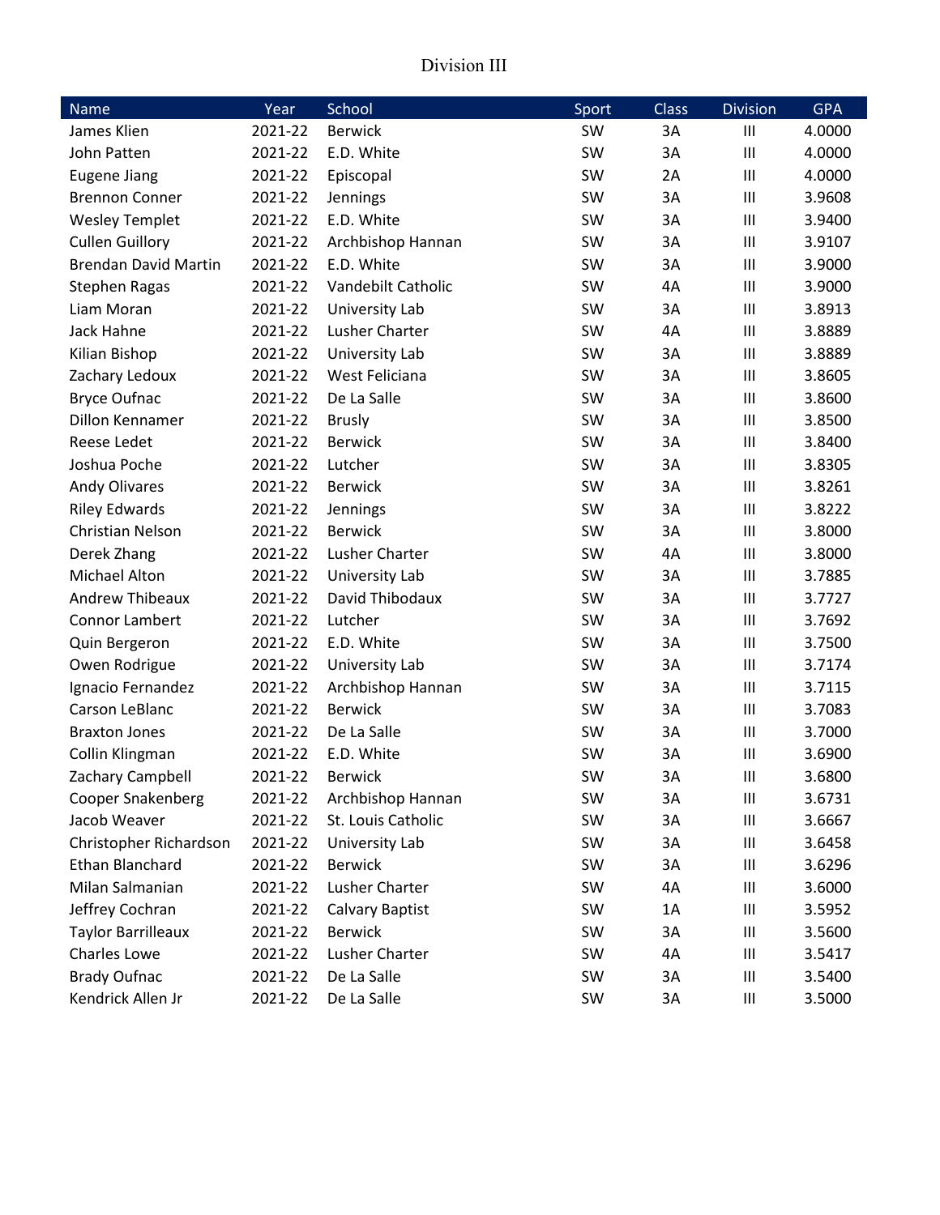# Division III

| Name | Year | School | Sport | Class | Division | GPA |
|---|---|---|---|---|---|---|
| James Klien | 2021-22 | Berwick | SW | 3A | III | 4.0000 |
| John Patten | 2021-22 | E.D. White | SW | 3A | III | 4.0000 |
| Eugene Jiang | 2021-22 | Episcopal | SW | 2A | III | 4.0000 |
| Brennon Conner | 2021-22 | Jennings | SW | 3A | III | 3.9608 |
| Wesley Templet | 2021-22 | E.D. White | SW | 3A | III | 3.9400 |
| Cullen Guillory | 2021-22 | Archbishop Hannan | SW | 3A | III | 3.9107 |
| Brendan David Martin | 2021-22 | E.D. White | SW | 3A | III | 3.9000 |
| Stephen Ragas | 2021-22 | Vandebilt Catholic | SW | 4A | III | 3.9000 |
| Liam Moran | 2021-22 | University Lab | SW | 3A | III | 3.8913 |
| Jack Hahne | 2021-22 | Lusher Charter | SW | 4A | III | 3.8889 |
| Kilian Bishop | 2021-22 | University Lab | SW | 3A | III | 3.8889 |
| Zachary Ledoux | 2021-22 | West Feliciana | SW | 3A | III | 3.8605 |
| Bryce Oufnac | 2021-22 | De La Salle | SW | 3A | III | 3.8600 |
| Dillon Kennamer | 2021-22 | Brusly | SW | 3A | III | 3.8500 |
| Reese Ledet | 2021-22 | Berwick | SW | 3A | III | 3.8400 |
| Joshua Poche | 2021-22 | Lutcher | SW | 3A | III | 3.8305 |
| Andy Olivares | 2021-22 | Berwick | SW | 3A | III | 3.8261 |
| Riley Edwards | 2021-22 | Jennings | SW | 3A | III | 3.8222 |
| Christian Nelson | 2021-22 | Berwick | SW | 3A | III | 3.8000 |
| Derek Zhang | 2021-22 | Lusher Charter | SW | 4A | III | 3.8000 |
| Michael Alton | 2021-22 | University Lab | SW | 3A | III | 3.7885 |
| Andrew Thibeaux | 2021-22 | David Thibodaux | SW | 3A | III | 3.7727 |
| Connor Lambert | 2021-22 | Lutcher | SW | 3A | III | 3.7692 |
| Quin Bergeron | 2021-22 | E.D. White | SW | 3A | III | 3.7500 |
| Owen Rodrigue | 2021-22 | University Lab | SW | 3A | III | 3.7174 |
| Ignacio Fernandez | 2021-22 | Archbishop Hannan | SW | 3A | III | 3.7115 |
| Carson LeBlanc | 2021-22 | Berwick | SW | 3A | III | 3.7083 |
| Braxton Jones | 2021-22 | De La Salle | SW | 3A | III | 3.7000 |
| Collin Klingman | 2021-22 | E.D. White | SW | 3A | III | 3.6900 |
| Zachary Campbell | 2021-22 | Berwick | SW | 3A | III | 3.6800 |
| Cooper Snakenberg | 2021-22 | Archbishop Hannan | SW | 3A | III | 3.6731 |
| Jacob Weaver | 2021-22 | St. Louis Catholic | SW | 3A | III | 3.6667 |
| Christopher Richardson | 2021-22 | University Lab | SW | 3A | III | 3.6458 |
| Ethan Blanchard | 2021-22 | Berwick | SW | 3A | III | 3.6296 |
| Milan Salmanian | 2021-22 | Lusher Charter | SW | 4A | III | 3.6000 |
| Jeffrey Cochran | 2021-22 | Calvary Baptist | SW | 1A | III | 3.5952 |
| Taylor Barrilleaux | 2021-22 | Berwick | SW | 3A | III | 3.5600 |
| Charles Lowe | 2021-22 | Lusher Charter | SW | 4A | III | 3.5417 |
| Brady Oufnac | 2021-22 | De La Salle | SW | 3A | III | 3.5400 |
| Kendrick Allen Jr | 2021-22 | De La Salle | SW | 3A | III | 3.5000 |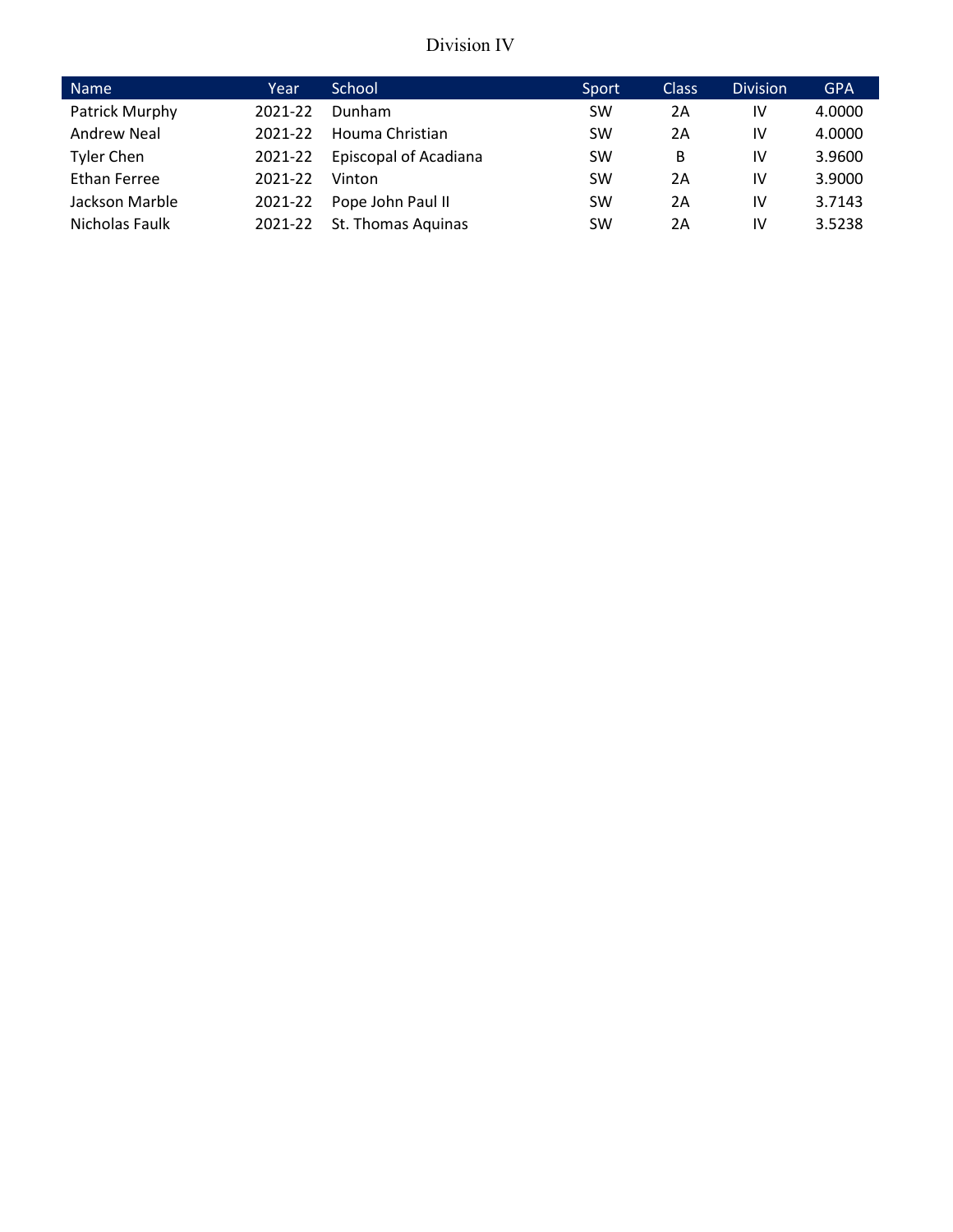# Division IV

| Name | Year | School | Sport | Class | Division | GPA |
|---|---|---|---|---|---|---|
| Patrick Murphy | 2021-22 | Dunham | SW | 2A | IV | 4.0000 |
| Andrew Neal | 2021-22 | Houma Christian | SW | 2A | IV | 4.0000 |
| Tyler Chen | 2021-22 | Episcopal of Acadiana | SW | B | IV | 3.9600 |
| Ethan Ferree | 2021-22 | Vinton | SW | 2A | IV | 3.9000 |
| Jackson Marble | 2021-22 | Pope John Paul II | SW | 2A | IV | 3.7143 |
| Nicholas Faulk | 2021-22 | St. Thomas Aquinas | SW | 2A | IV | 3.5238 |